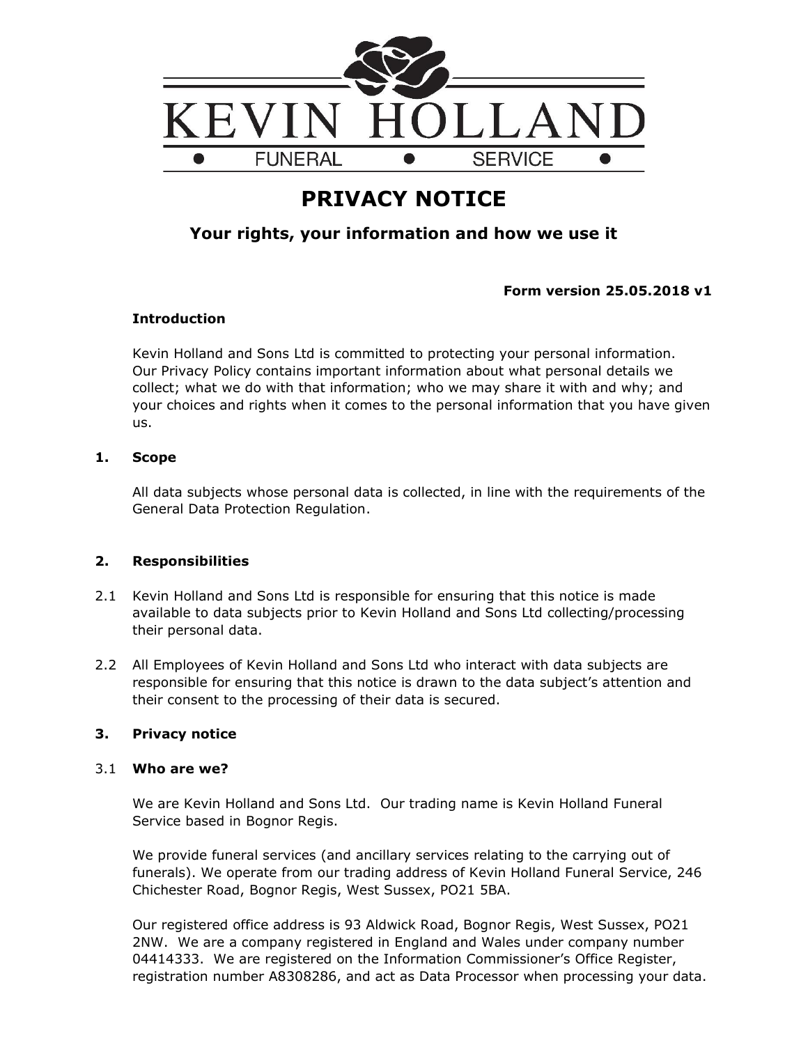KEVIN HOLLAND

FUNERAL • SERVICE

# PRIVACY NOTICE

## Your rights, your information and how we use it

**Form version 25.05.2018 v1**

**Introduction**

Kevin Holland and Sons Ltd is committed to protecting your personal information. Our Privacy Policy contains important information about what personal details we collect; what we do with that information; who we may share it with and why; and your choices and rights when it comes to the personal information that you have given us.

**1. Scope**

All data subjects whose personal data is collected, in line with the requirements of the General Data Protection Regulation.

**2. Responsibilities**

2.1 Kevin Holland and Sons Ltd is responsible for ensuring that this notice is made available to data subjects prior to Kevin Holland and Sons Ltd collecting/processing their personal data.

2.2 All Employees of Kevin Holland and Sons Ltd who interact with data subjects are responsible for ensuring that this notice is drawn to the data subject's attention and their consent to the processing of their data is secured.

**3. Privacy notice**

3.1 **Who are we?**

We are Kevin Holland and Sons Ltd. Our trading name is Kevin Holland Funeral Service based in Bognor Regis.

We provide funeral services (and ancillary services relating to the carrying out of funerals). We operate from our trading address of Kevin Holland Funeral Service, 246 Chichester Road, Bognor Regis, West Sussex, PO21 5BA.

Our registered office address is 93 Aldwick Road, Bognor Regis, West Sussex, PO21 2NW. We are a company registered in England and Wales under company number 04414333. We are registered on the Information Commissioner's Office Register, registration number A8308286, and act as Data Processor when processing your data.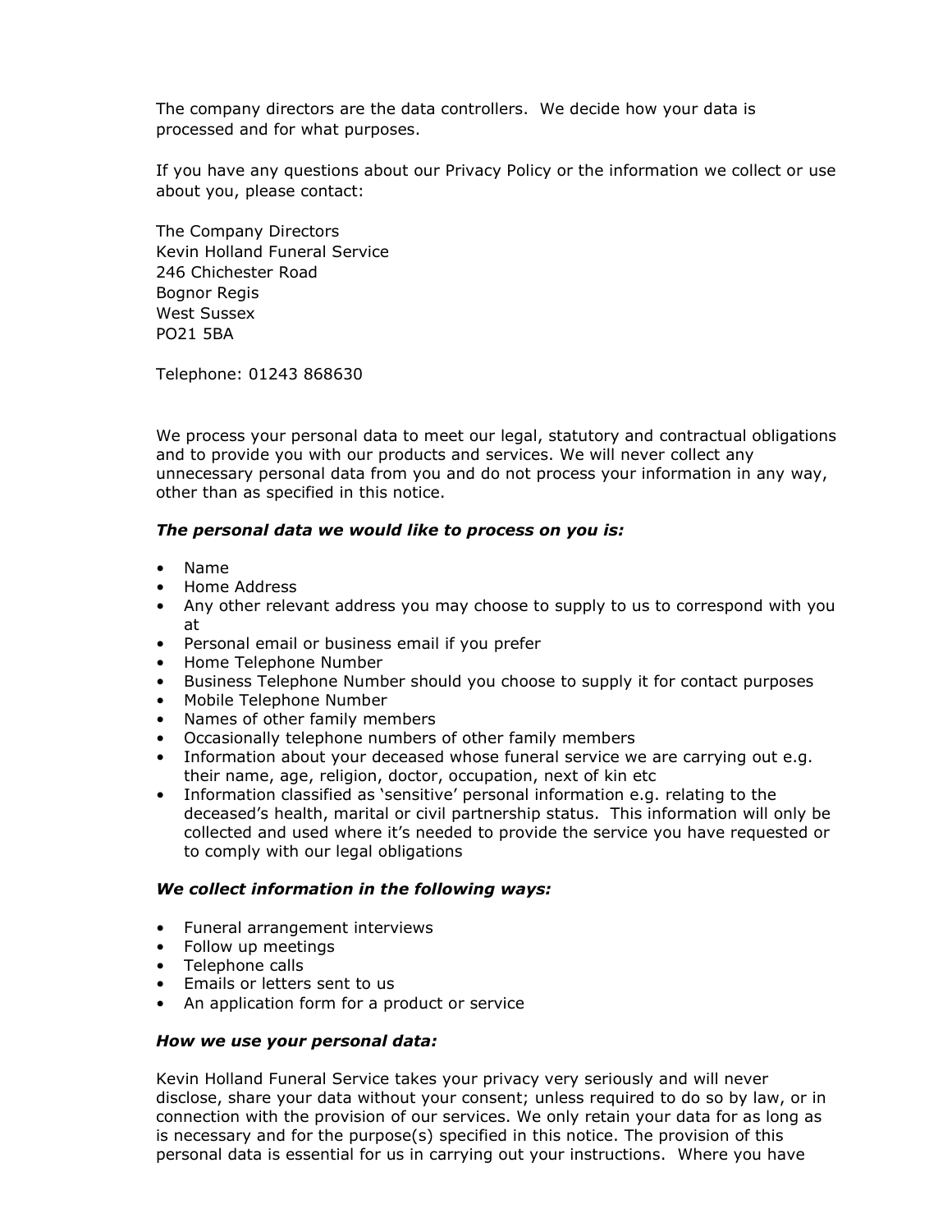The company directors are the data controllers. We decide how your data is processed and for what purposes.

If you have any questions about our Privacy Policy or the information we collect or use about you, please contact:

The Company Directors
Kevin Holland Funeral Service
246 Chichester Road
Bognor Regis
West Sussex
PO21 5BA

Telephone: 01243 868630

We process your personal data to meet our legal, statutory and contractual obligations and to provide you with our products and services. We will never collect any unnecessary personal data from you and do not process your information in any way, other than as specified in this notice.

***The personal data we would like to process on you is:***

- Name
- Home Address
- Any other relevant address you may choose to supply to us to correspond with you at
- Personal email or business email if you prefer
- Home Telephone Number
- Business Telephone Number should you choose to supply it for contact purposes
- Mobile Telephone Number
- Names of other family members
- Occasionally telephone numbers of other family members
- Information about your deceased whose funeral service we are carrying out e.g. their name, age, religion, doctor, occupation, next of kin etc
- Information classified as 'sensitive' personal information e.g. relating to the deceased's health, marital or civil partnership status. This information will only be collected and used where it's needed to provide the service you have requested or to comply with our legal obligations

***We collect information in the following ways:***

- Funeral arrangement interviews
- Follow up meetings
- Telephone calls
- Emails or letters sent to us
- An application form for a product or service

***How we use your personal data:***

Kevin Holland Funeral Service takes your privacy very seriously and will never disclose, share your data without your consent; unless required to do so by law, or in connection with the provision of our services. We only retain your data for as long as is necessary and for the purpose(s) specified in this notice. The provision of this personal data is essential for us in carrying out your instructions. Where you have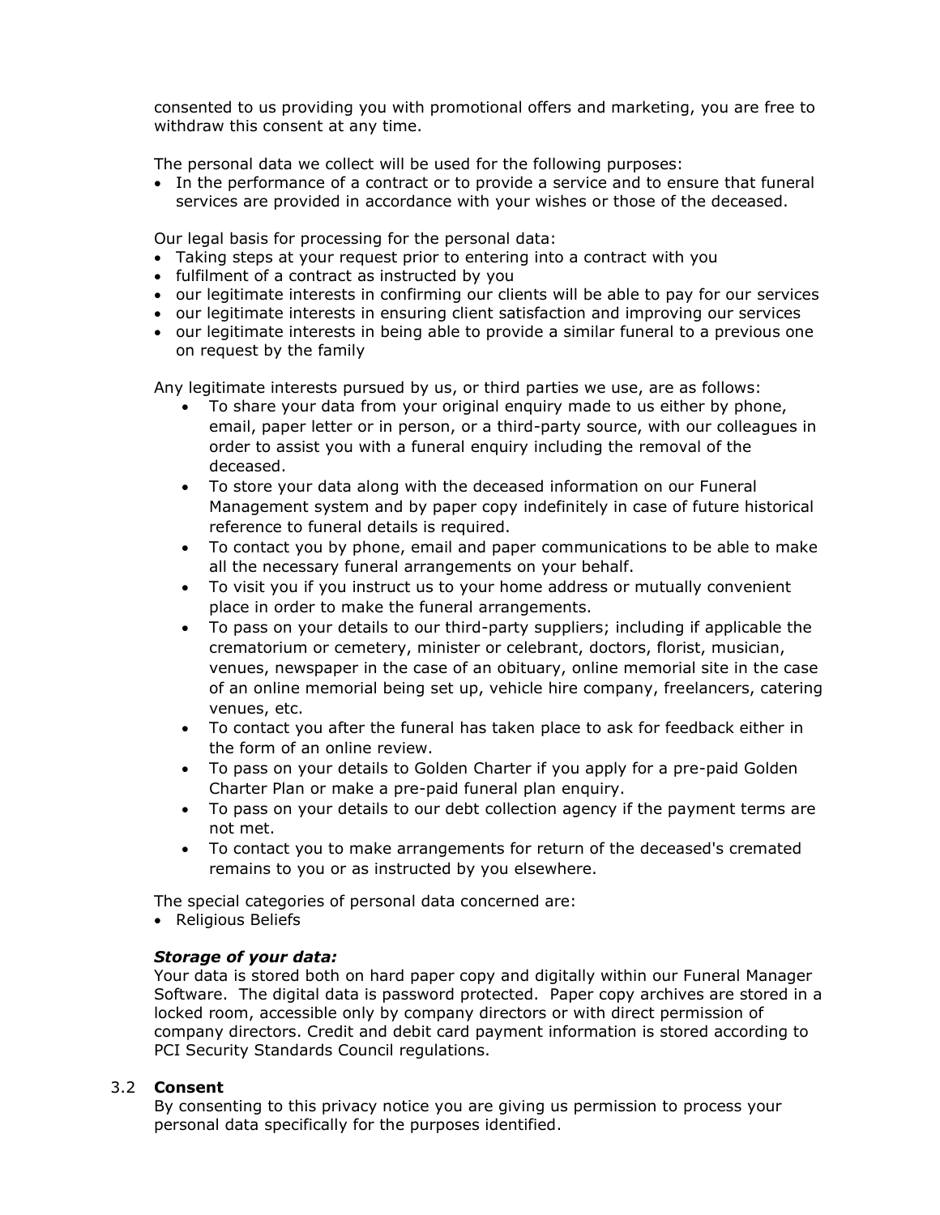consented to us providing you with promotional offers and marketing, you are free to withdraw this consent at any time.

The personal data we collect will be used for the following purposes:

- In the performance of a contract or to provide a service and to ensure that funeral services are provided in accordance with your wishes or those of the deceased.

Our legal basis for processing for the personal data:

- Taking steps at your request prior to entering into a contract with you
- fulfilment of a contract as instructed by you
- our legitimate interests in confirming our clients will be able to pay for our services
- our legitimate interests in ensuring client satisfaction and improving our services
- our legitimate interests in being able to provide a similar funeral to a previous one on request by the family

Any legitimate interests pursued by us, or third parties we use, are as follows:

- To share your data from your original enquiry made to us either by phone, email, paper letter or in person, or a third-party source, with our colleagues in order to assist you with a funeral enquiry including the removal of the deceased.
- To store your data along with the deceased information on our Funeral Management system and by paper copy indefinitely in case of future historical reference to funeral details is required.
- To contact you by phone, email and paper communications to be able to make all the necessary funeral arrangements on your behalf.
- To visit you if you instruct us to your home address or mutually convenient place in order to make the funeral arrangements.
- To pass on your details to our third-party suppliers; including if applicable the crematorium or cemetery, minister or celebrant, doctors, florist, musician, venues, newspaper in the case of an obituary, online memorial site in the case of an online memorial being set up, vehicle hire company, freelancers, catering venues, etc.
- To contact you after the funeral has taken place to ask for feedback either in the form of an online review.
- To pass on your details to Golden Charter if you apply for a pre-paid Golden Charter Plan or make a pre-paid funeral plan enquiry.
- To pass on your details to our debt collection agency if the payment terms are not met.
- To contact you to make arrangements for return of the deceased's cremated remains to you or as instructed by you elsewhere.

The special categories of personal data concerned are:

- Religious Beliefs

***Storage of your data:***

Your data is stored both on hard paper copy and digitally within our Funeral Manager Software. The digital data is password protected. Paper copy archives are stored in a locked room, accessible only by company directors or with direct permission of company directors. Credit and debit card payment information is stored according to PCI Security Standards Council regulations.

### 3.2 **Consent**

By consenting to this privacy notice you are giving us permission to process your personal data specifically for the purposes identified.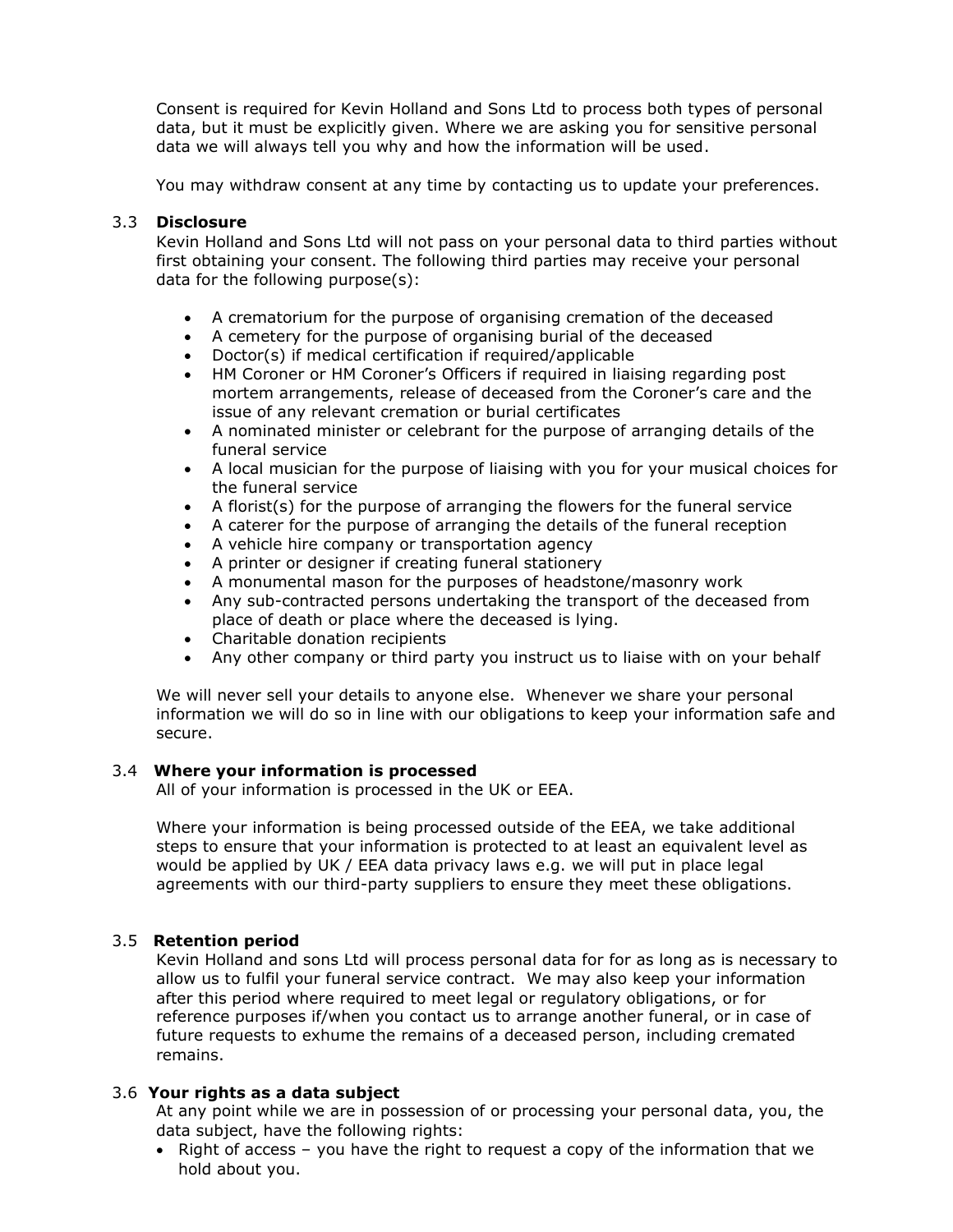Consent is required for Kevin Holland and Sons Ltd to process both types of personal data, but it must be explicitly given. Where we are asking you for sensitive personal data we will always tell you why and how the information will be used.

You may withdraw consent at any time by contacting us to update your preferences.

### 3.3 Disclosure

Kevin Holland and Sons Ltd will not pass on your personal data to third parties without first obtaining your consent. The following third parties may receive your personal data for the following purpose(s):

- A crematorium for the purpose of organising cremation of the deceased
- A cemetery for the purpose of organising burial of the deceased
- Doctor(s) if medical certification if required/applicable
- HM Coroner or HM Coroner's Officers if required in liaising regarding post mortem arrangements, release of deceased from the Coroner's care and the issue of any relevant cremation or burial certificates
- A nominated minister or celebrant for the purpose of arranging details of the funeral service
- A local musician for the purpose of liaising with you for your musical choices for the funeral service
- A florist(s) for the purpose of arranging the flowers for the funeral service
- A caterer for the purpose of arranging the details of the funeral reception
- A vehicle hire company or transportation agency
- A printer or designer if creating funeral stationery
- A monumental mason for the purposes of headstone/masonry work
- Any sub-contracted persons undertaking the transport of the deceased from place of death or place where the deceased is lying.
- Charitable donation recipients
- Any other company or third party you instruct us to liaise with on your behalf

We will never sell your details to anyone else. Whenever we share your personal information we will do so in line with our obligations to keep your information safe and secure.

### 3.4 Where your information is processed

All of your information is processed in the UK or EEA.

Where your information is being processed outside of the EEA, we take additional steps to ensure that your information is protected to at least an equivalent level as would be applied by UK / EEA data privacy laws e.g. we will put in place legal agreements with our third-party suppliers to ensure they meet these obligations.

### 3.5 Retention period

Kevin Holland and sons Ltd will process personal data for for as long as is necessary to allow us to fulfil your funeral service contract. We may also keep your information after this period where required to meet legal or regulatory obligations, or for reference purposes if/when you contact us to arrange another funeral, or in case of future requests to exhume the remains of a deceased person, including cremated remains.

### 3.6 Your rights as a data subject

At any point while we are in possession of or processing your personal data, you, the data subject, have the following rights:

- Right of access – you have the right to request a copy of the information that we hold about you.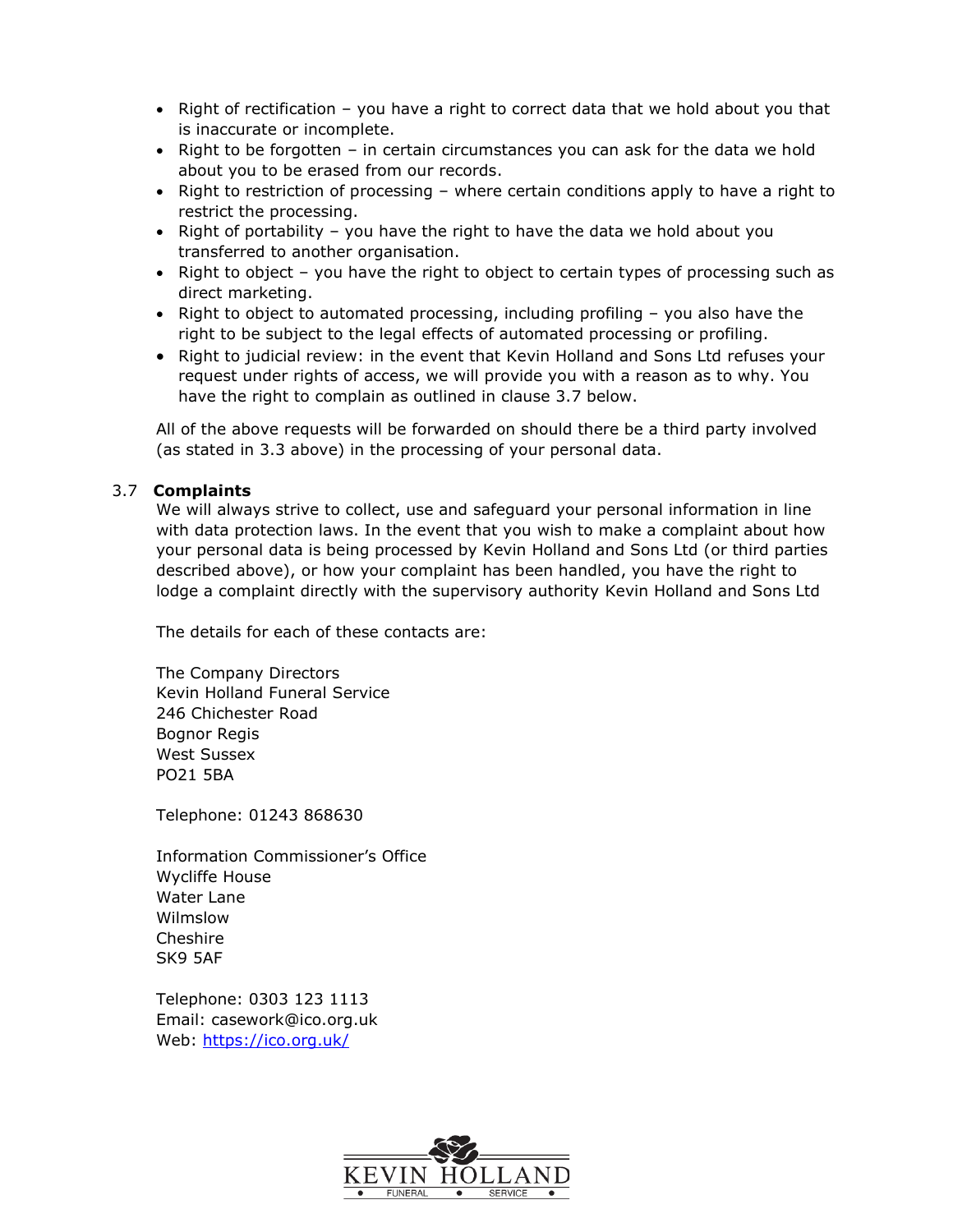- Right of rectification – you have a right to correct data that we hold about you that is inaccurate or incomplete.
- Right to be forgotten – in certain circumstances you can ask for the data we hold about you to be erased from our records.
- Right to restriction of processing – where certain conditions apply to have a right to restrict the processing.
- Right of portability – you have the right to have the data we hold about you transferred to another organisation.
- Right to object – you have the right to object to certain types of processing such as direct marketing.
- Right to object to automated processing, including profiling – you also have the right to be subject to the legal effects of automated processing or profiling.
- Right to judicial review: in the event that Kevin Holland and Sons Ltd refuses your request under rights of access, we will provide you with a reason as to why. You have the right to complain as outlined in clause 3.7 below.

All of the above requests will be forwarded on should there be a third party involved (as stated in 3.3 above) in the processing of your personal data.

3.7 **Complaints**

We will always strive to collect, use and safeguard your personal information in line with data protection laws. In the event that you wish to make a complaint about how your personal data is being processed by Kevin Holland and Sons Ltd (or third parties described above), or how your complaint has been handled, you have the right to lodge a complaint directly with the supervisory authority Kevin Holland and Sons Ltd

The details for each of these contacts are:

The Company Directors
Kevin Holland Funeral Service
246 Chichester Road
Bognor Regis
West Sussex
PO21 5BA

Telephone: 01243 868630

Information Commissioner's Office
Wycliffe House
Water Lane
Wilmslow
Cheshire
SK9 5AF

Telephone: 0303 123 1113
Email: casework@ico.org.uk
Web: https://ico.org.uk/

KEVIN HOLLAND
FUNERAL • SERVICE